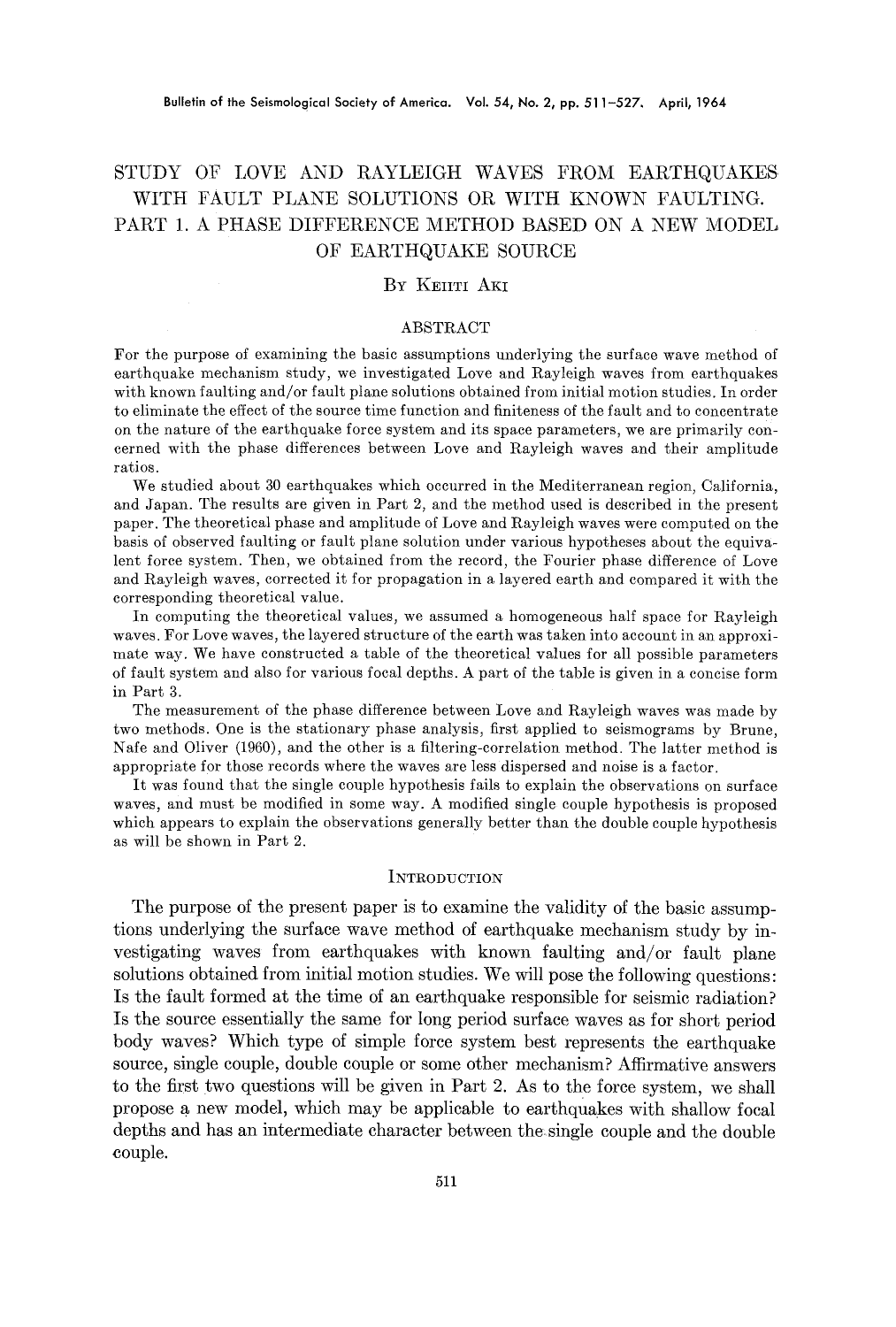# STUDY OF LOVE AND RAYLEIGH WAVES FROM EARTHQUAKES WITH FAULT PLANE SOLUTIONS OR WITH KNOWN FAULTING. PART 1. A PHASE DIFFERENCE METHOD BASED ON A NEW MODEL OF EARTHQUAKE SOURCE

By Keiiti Aki

## ABSTRACT

For the purpose of examining the basic assumptions underlying the surface wave method of earthquake mechanism study, we investigated Love and Rayleigh waves from earthquakes with known faulting and/or fault plane solutions obtained from initial motion studies. In order to eliminate the effect of the source time function and finiteness of the fault and to concentrate on the nature of the earthquake force system and its space parameters, we are primarily concerned with the phase differences between Love and Rayleigh waves and their amplitude ratios.

We studied about 30 earthquakes which occurred in the Mediterranean region, California, and Japan. The results are given in Part 2, and the method used is described in the present paper. The theoretical phase and amplitude of Love and Rayleigh waves were computed on the basis of observed faulting or fault plane solution under various hypotheses about the equivalent force system. Then, we obtained from the record, the Fourier phase difference of Love and Rayleigh waves, corrected it for propagation in a layered earth and compared it with the corresponding theoretical value.

In computing the theoretical values, we assumed a homogeneous half space for Rayleigh waves. For Love waves, the layered structure of the earth was taken into account in an approximate way. We have constructed a table of the theoretical values for all possible parameters of fault system and also for various focal depths. A part of the table is given in a concise form in Part 3.

The measurement of the phase difference between Love and Rayleigh waves was made by two methods. One is the stationary phase analysis, first applied to seismograms by Brune, Nafe and Oliver (1960), and the other is a filtering-correlation method. The latter method is appropriate for those records where the waves are less dispersed and noise is a factor.

It was found that the single couple hypothesis fails to explain the observations on surface waves, and must be modified in some way. A modified single couple hypothesis is proposed which appears to explain the observations generally better than the double couple hypothesis as will be shown in Part 2.

## Introduction

The purpose of the present paper is to examine the validity of the basic assumptions underlying the surface wave method of earthquake mechanism study by investigating waves from earthquakes with known faulting and/or fault plane solutions obtained from initial motion studies. We will pose the following questions: Is the fault formed at the time of an earthquake responsible for seismic radiation? Is the source essentially the same for long period surface waves as for short period body waves? Which type of simple force system best represents the earthquake source, single couple, double couple or some other mechanism? Affirmative answers to the first two questions will be given in Part 2. As to the force system, we shall propose a new model, which may be applicable to earthquakes with shallow focal depths and has an intermediate character between the single couple and the double couple.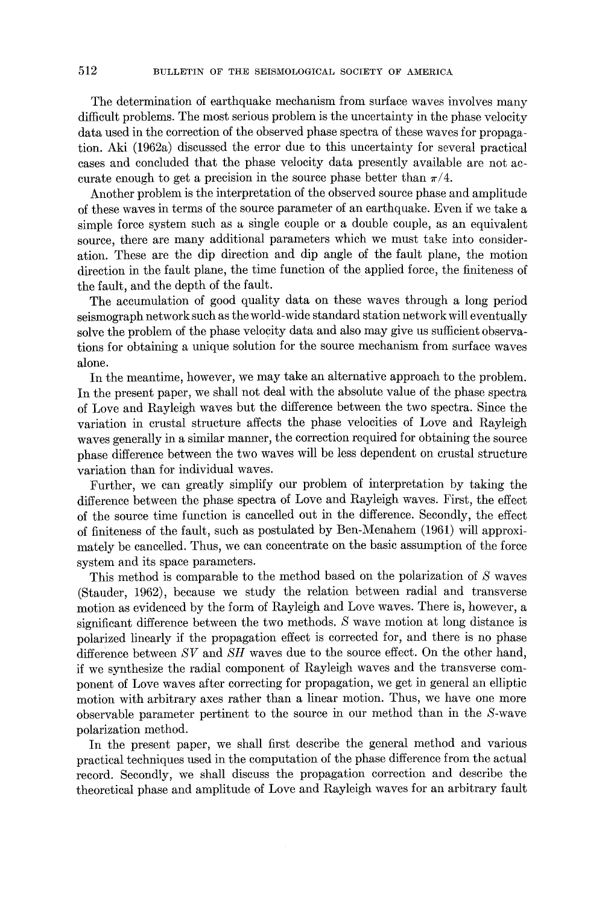The determination of earthquake mechanism from surface waves involves many difficult problems. The most serious problem is the uncertainty in the phase velocity data used in the correction of the observed phase spectra of these waves for propagation. Aki (1962a) discussed the error due to this uncertainty for several practical cases and concluded that the phase velocity data presently available are not accurate enough to get a precision in the source phase better than $\pi/4$.

Another problem is the interpretation of the observed source phase and amplitude of these waves in terms of the source parameter of an earthquake. Even if we take a simple force system such as a single couple or a double couple, as an equivalent source, there are many additional parameters which we must take into consideration. These are the dip direction and dip angle of the fault plane, the motion direction in the fault plane, the time function of the applied force, the finiteness of the fault, and the depth of the fault.

The accumulation of good quality data on these waves through a long period seismograph network such as the world-wide standard station network will eventually solve the problem of the phase velocity data and also may give us sufficient observations for obtaining a unique solution for the source mechanism from surface waves alone.

In the meantime, however, we may take an alternative approach to the problem. In the present paper, we shall not deal with the absolute value of the phase spectra of Love and Rayleigh waves but the difference between the two spectra. Since the variation in crustal structure affects the phase velocities of Love and Rayleigh waves generally in a similar manner, the correction required for obtaining the source phase difference between the two waves will be less dependent on crustal structure variation than for individual waves.

Further, we can greatly simplify our problem of interpretation by taking the difference between the phase spectra of Love and Rayleigh waves. First, the effect of the source time function is cancelled out in the difference. Secondly, the effect of finiteness of the fault, such as postulated by Ben-Menahem (1961) will approximately be cancelled. Thus, we can concentrate on the basic assumption of the force system and its space parameters.

This method is comparable to the method based on the polarization of *S* waves (Stauder, 1962), because we study the relation between radial and transverse motion as evidenced by the form of Rayleigh and Love waves. There is, however, a significant difference between the two methods. *S* wave motion at long distance is polarized linearly if the propagation effect is corrected for, and there is no phase difference between *SV* and *SH* waves due to the source effect. On the other hand, if we synthesize the radial component of Rayleigh waves and the transverse component of Love waves after correcting for propagation, we get in general an elliptic motion with arbitrary axes rather than a linear motion. Thus, we have one more observable parameter pertinent to the source in our method than in the *S*-wave polarization method.

In the present paper, we shall first describe the general method and various practical techniques used in the computation of the phase difference from the actual record. Secondly, we shall discuss the propagation correction and describe the theoretical phase and amplitude of Love and Rayleigh waves for an arbitrary fault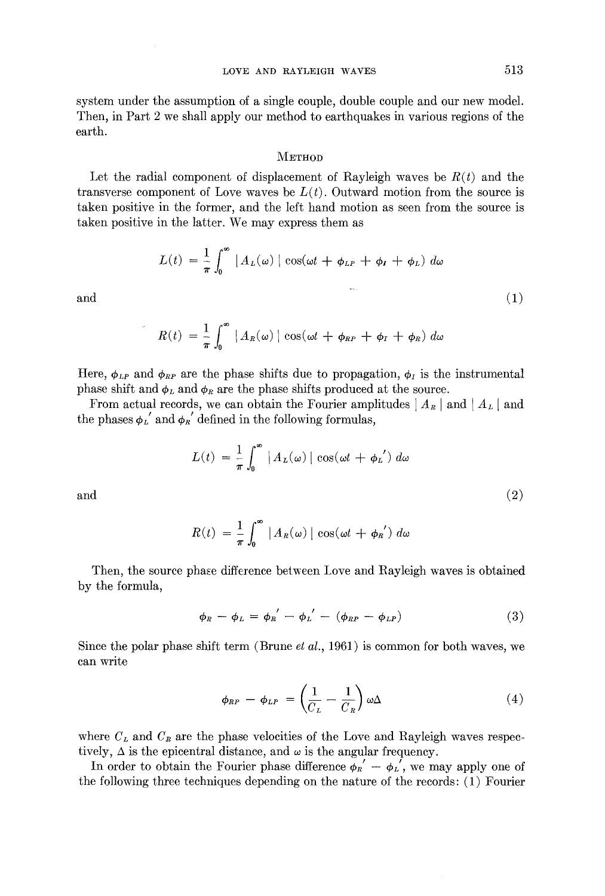system under the assumption of a single couple, double couple and our new model. Then, in Part 2 we shall apply our method to earthquakes in various regions of the earth.

## Method

Let the radial component of displacement of Rayleigh waves be $R(t)$ and the transverse component of Love waves be $L(t)$. Outward motion from the source is taken positive in the former, and the left hand motion as seen from the source is taken positive in the latter. We may express them as

$$L(t) = \frac{1}{\pi} \int_0^\infty | A_L(\omega) | \cos(\omega t + \phi_{LP} + \phi_I + \phi_L) \, d\omega$$

and (1)

$$R(t) = \frac{1}{\pi} \int_0^\infty | A_R(\omega) | \cos(\omega t + \phi_{RP} + \phi_I + \phi_R) \, d\omega$$

Here, $\phi_{LP}$ and $\phi_{RP}$ are the phase shifts due to propagation, $\phi_I$ is the instrumental phase shift and $\phi_L$ and $\phi_R$ are the phase shifts produced at the source.

From actual records, we can obtain the Fourier amplitudes $| A_R |$ and $| A_L |$ and the phases $\phi_L'$ and $\phi_R'$ defined in the following formulas,

$$L(t) = \frac{1}{\pi} \int_0^\infty | A_L(\omega) | \cos(\omega t + \phi_L') \, d\omega$$

and (2)

$$R(t) = \frac{1}{\pi} \int_0^\infty | A_R(\omega) | \cos(\omega t + \phi_R') \, d\omega$$

Then, the source phase difference between Love and Rayleigh waves is obtained by the formula,

$$\phi_R - \phi_L = \phi_R' - \phi_L' - (\phi_{RP} - \phi_{LP}) \quad (3)$$

Since the polar phase shift term (Brune *et al.*, 1961) is common for both waves, we can write

$$\phi_{RP} - \phi_{LP} = \left( \frac{1}{C_L} - \frac{1}{C_R} \right) \omega \Delta \quad (4)$$

where $C_L$ and $C_R$ are the phase velocities of the Love and Rayleigh waves respectively, $\Delta$ is the epicentral distance, and $\omega$ is the angular frequency.

In order to obtain the Fourier phase difference $\phi_R' - \phi_L'$, we may apply one of the following three techniques depending on the nature of the records: (1) Fourier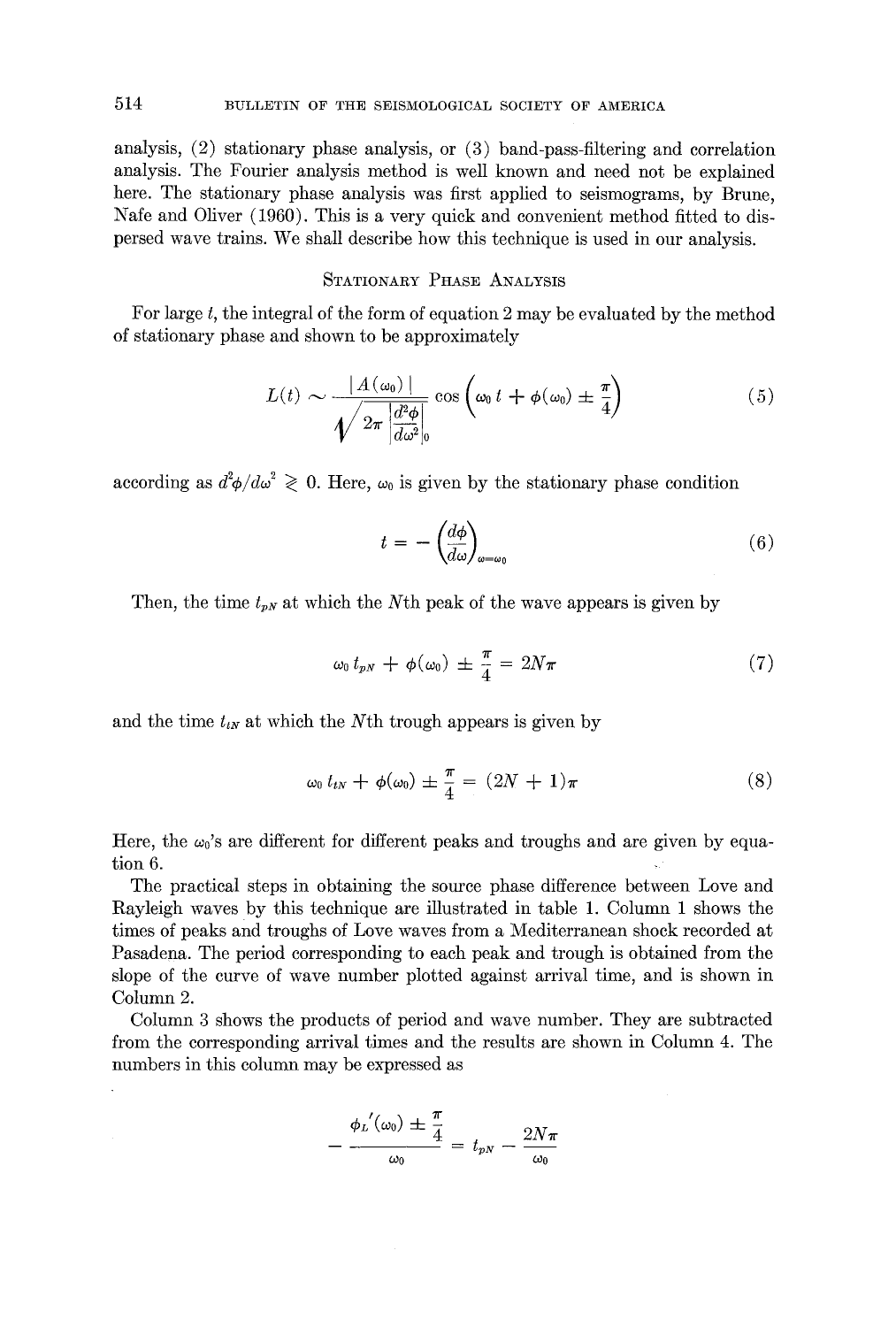analysis, (2) stationary phase analysis, or (3) band-pass-filtering and correlation analysis. The Fourier analysis method is well known and need not be explained here. The stationary phase analysis was first applied to seismograms, by Brune, Nafe and Oliver (1960). This is a very quick and convenient method fitted to dispersed wave trains. We shall describe how this technique is used in our analysis.

## Stationary Phase Analysis

For large $t$, the integral of the form of equation 2 may be evaluated by the method of stationary phase and shown to be approximately

$$L(t) \sim \frac{|A(\omega_0)|}{\sqrt{2\pi \left|\frac{d^2\phi}{d\omega^2}\right|_0}} \cos\left(\omega_0 t + \phi(\omega_0) \pm \frac{\pi}{4}\right) \tag{5}$$

according as $d^2\phi/d\omega^2 \gtrless 0$. Here, $\omega_0$ is given by the stationary phase condition

$$t = -\left(\frac{d\phi}{d\omega}\right)_{\omega=\omega_0} \tag{6}$$

Then, the time $t_{pN}$ at which the $N$th peak of the wave appears is given by

$$\omega_0 t_{pN} + \phi(\omega_0) \pm \frac{\pi}{4} = 2N\pi \tag{7}$$

and the time $t_{tN}$ at which the $N$th trough appears is given by

$$\omega_0 t_{tN} + \phi(\omega_0) \pm \frac{\pi}{4} = (2N + 1)\pi \tag{8}$$

Here, the $\omega_0$'s are different for different peaks and troughs and are given by equation 6.

The practical steps in obtaining the source phase difference between Love and Rayleigh waves by this technique are illustrated in table 1. Column 1 shows the times of peaks and troughs of Love waves from a Mediterranean shock recorded at Pasadena. The period corresponding to each peak and trough is obtained from the slope of the curve of wave number plotted against arrival time, and is shown in Column 2.

Column 3 shows the products of period and wave number. They are subtracted from the corresponding arrival times and the results are shown in Column 4. The numbers in this column may be expressed as

$$-\frac{\phi_L'(\omega_0) \pm \frac{\pi}{4}}{\omega_0} = t_{pN} - \frac{2N\pi}{\omega_0}$$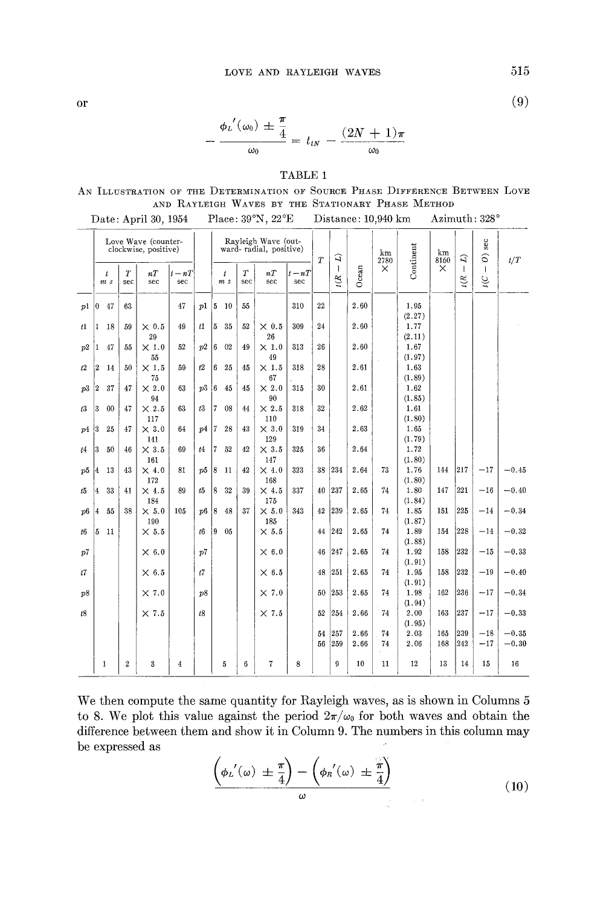or

$$
-\frac{\phi_L'(\omega_0) \pm \frac{\pi}{4}}{\omega_0} = t_{tN} - \frac{(2N+1)\pi}{\omega_0} \tag{9}
$$

TABLE 1

AN ILLUSTRATION OF THE DETERMINATION OF SOURCE PHASE DIFFERENCE BETWEEN LOVE AND RAYLEIGH WAVES BY THE STATIONARY PHASE METHOD

Date: April 30, 1954 Place: 39°N, 22°E Distance: 10,940 km Azimuth: 328°

| | Love Wave (counter-clockwise, positive) | | | | | Rayleigh Wave (outward- radial, positive) | | | | $T$ | $t(R-L)$ | Ocean | km 2780 × | Continent | km 8160 × | $t(R-L)$ | $t(C-O)$ sec | $t/T$ |
|---|---|---|---|---|---|---|---|---|---|---|---|---|---|---|---|---|---|---|
| | $t$ m s | $T$ sec | $nT$ sec | $t-nT$ sec | | $t$ m s | $T$ sec | $nT$ sec | $t-nT$ sec | | | | | | | | | |
| $p1$ | 0 47 | 63 | | 47 | $p1$ | 5 10 | 55 | | 310 | 22 | | 2.60 | | 1.95 (2.27) | | | | |
| $t1$ | 1 18 | 59 | × 0.5 29 | 49 | $t1$ | 5 35 | 52 | × 0.5 26 | 309 | 24 | | 2.60 | | 1.77 (2.11) | | | | |
| $p2$ | 1 47 | 55 | × 1.0 55 | 52 | $p2$ | 6 02 | 49 | × 1.0 49 | 313 | 26 | | 2.60 | | 1.67 (1.97) | | | | |
| $t2$ | 2 14 | 50 | × 1.5 75 | 59 | $t2$ | 6 25 | 45 | × 1.5 67 | 318 | 28 | | 2.61 | | 1.63 (1.89) | | | | |
| $p3$ | 2 37 | 47 | × 2.0 94 | 63 | $p3$ | 6 45 | 45 | × 2.0 90 | 315 | 30 | | 2.61 | | 1.62 (1.85) | | | | |
| $t3$ | 3 00 | 47 | × 2.5 117 | 63 | $t3$ | 7 08 | 44 | × 2.5 110 | 318 | 32 | | 2.62 | | 1.61 (1.80) | | | | |
| $p4$ | 3 25 | 47 | × 3.0 141 | 64 | $p4$ | 7 28 | 43 | × 3.0 129 | 319 | 34 | | 2.63 | | 1.65 (1.79) | | | | |
| $t4$ | 3 50 | 46 | × 3.5 161 | 69 | $t4$ | 7 52 | 42 | × 3.5 147 | 325 | 36 | | 2.64 | | 1.72 (1.80) | | | | |
| $p5$ | 4 13 | 43 | × 4.0 172 | 81 | $p5$ | 8 11 | 42 | × 4.0 168 | 323 | 38 | 234 | 2.64 | 73 | 1.76 (1.80) | 144 | 217 | −17 | −0.45 |
| $t5$ | 4 33 | 41 | × 4.5 184 | 89 | $t5$ | 8 32 | 39 | × 4.5 175 | 337 | 40 | 237 | 2.65 | 74 | 1.80 (1.84) | 147 | 221 | −16 | −0.40 |
| $p6$ | 4 55 | 38 | × 5.0 190 | 105 | $p6$ | 8 48 | 37 | × 5.0 185 | 343 | 42 | 239 | 2.65 | 74 | 1.85 (1.87) | 151 | 225 | −14 | −0.34 |
| $t6$ | 5 11 | | × 5.5 | | $t6$ | 9 05 | | × 5.5 | | 44 | 242 | 2.65 | 74 | 1.89 (1.88) | 154 | 228 | −14 | −0.32 |
| $p7$ | | | × 6.0 | | $p7$ | | | × 6.0 | | 46 | 247 | 2.65 | 74 | 1.92 (1.91) | 158 | 232 | −15 | −0.33 |
| $t7$ | | | × 6.5 | | $t7$ | | | × 6.5 | | 48 | 251 | 2.65 | 74 | 1.95 (1.91) | 158 | 232 | −19 | −0.40 |
| $p8$ | | | × 7.0 | | $p8$ | | | × 7.0 | | 50 | 253 | 2.65 | 74 | 1.98 (1.94) | 162 | 236 | −17 | −0.34 |
| $t8$ | | | × 7.5 | | $t8$ | | | × 7.5 | | 52 | 254 | 2.66 | 74 | 2.00 (1.95) | 163 | 237 | −17 | −0.33 |
| | | | | | | | | | | 54 | 257 | 2.66 | 74 | 2.03 | 165 | 239 | −18 | −0.35 |
| | | | | | | | | | | 56 | 259 | 2.66 | 74 | 2.06 | 168 | 242 | −17 | −0.30 |
| | 1 | 2 | 3 | 4 | | 5 | 6 | 7 | 8 | | 9 | 10 | 11 | 12 | 13 | 14 | 15 | 16 |

We then compute the same quantity for Rayleigh waves, as is shown in Columns 5 to 8. We plot this value against the period $2\pi/\omega_0$ for both waves and obtain the difference between them and show it in Column 9. The numbers in this column may be expressed as

$$
\frac{\left(\phi_L'(\omega) \pm \frac{\pi}{4}\right) - \left(\phi_R'(\omega) \pm \frac{\pi}{4}\right)}{\omega} \tag{10}
$$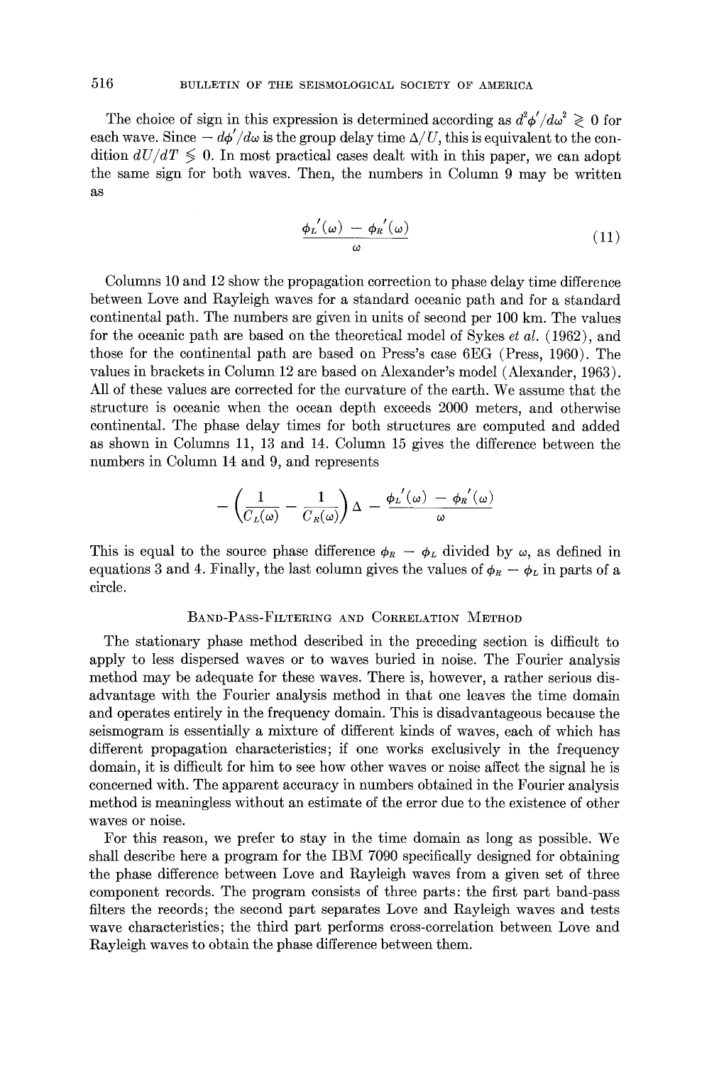The choice of sign in this expression is determined according as $d^2\phi'/d\omega^2 \gtrless 0$ for each wave. Since $-d\phi'/d\omega$ is the group delay time $\Delta/U$, this is equivalent to the condition $dU/dT \lessgtr 0$. In most practical cases dealt with in this paper, we can adopt the same sign for both waves. Then, the numbers in Column 9 may be written as

$$\frac{\phi_L'(\omega) - \phi_R'(\omega)}{\omega} \tag{11}$$

Columns 10 and 12 show the propagation correction to phase delay time difference between Love and Rayleigh waves for a standard oceanic path and for a standard continental path. The numbers are given in units of second per 100 km. The values for the oceanic path are based on the theoretical model of Sykes *et al.* (1962), and those for the continental path are based on Press's case 6EG (Press, 1960). The values in brackets in Column 12 are based on Alexander's model (Alexander, 1963). All of these values are corrected for the curvature of the earth. We assume that the structure is oceanic when the ocean depth exceeds 2000 meters, and otherwise continental. The phase delay times for both structures are computed and added as shown in Columns 11, 13 and 14. Column 15 gives the difference between the numbers in Column 14 and 9, and represents

$$-\left(\frac{1}{C_L(\omega)} - \frac{1}{C_R(\omega)}\right)\Delta - \frac{\phi_L'(\omega) - \phi_R'(\omega)}{\omega}$$

This is equal to the source phase difference $\phi_R - \phi_L$ divided by $\omega$, as defined in equations 3 and 4. Finally, the last column gives the values of $\phi_R - \phi_L$ in parts of a circle.

## Band-Pass-Filtering and Correlation Method

The stationary phase method described in the preceding section is difficult to apply to less dispersed waves or to waves buried in noise. The Fourier analysis method may be adequate for these waves. There is, however, a rather serious disadvantage with the Fourier analysis method in that one leaves the time domain and operates entirely in the frequency domain. This is disadvantageous because the seismogram is essentially a mixture of different kinds of waves, each of which has different propagation characteristics; if one works exclusively in the frequency domain, it is difficult for him to see how other waves or noise affect the signal he is concerned with. The apparent accuracy in numbers obtained in the Fourier analysis method is meaningless without an estimate of the error due to the existence of other waves or noise.

For this reason, we prefer to stay in the time domain as long as possible. We shall describe here a program for the IBM 7090 specifically designed for obtaining the phase difference between Love and Rayleigh waves from a given set of three component records. The program consists of three parts: the first part band-pass filters the records; the second part separates Love and Rayleigh waves and tests wave characteristics; the third part performs cross-correlation between Love and Rayleigh waves to obtain the phase difference between them.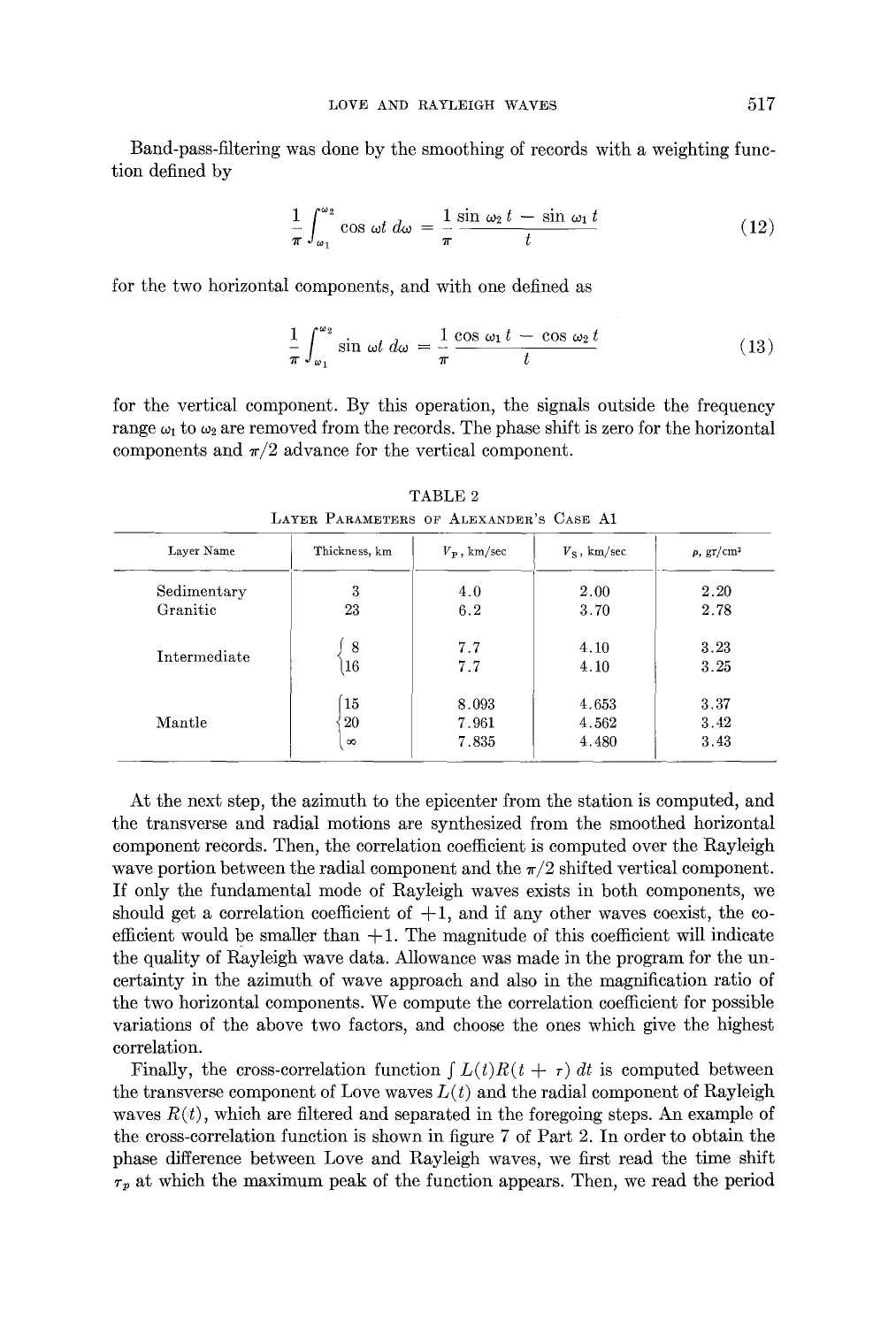Band-pass-filtering was done by the smoothing of records with a weighting function defined by

$$\frac{1}{\pi}\int_{\omega_1}^{\omega_2} \cos \omega t \, d\omega = \frac{1}{\pi}\frac{\sin \omega_2 t - \sin \omega_1 t}{t} \tag{12}$$

for the two horizontal components, and with one defined as

$$\frac{1}{\pi}\int_{\omega_1}^{\omega_2} \sin \omega t \, d\omega = \frac{1}{\pi}\frac{\cos \omega_1 t - \cos \omega_2 t}{t} \tag{13}$$

for the vertical component. By this operation, the signals outside the frequency range $\omega_1$ to $\omega_2$ are removed from the records. The phase shift is zero for the horizontal components and $\pi/2$ advance for the vertical component.

TABLE 2

Layer Parameters of Alexander's Case A1

| Layer Name | Thickness, km | $V_P$, km/sec | $V_S$, km/sec | $\rho$, gr/cm$^3$ |
|---|---|---|---|---|
| Sedimentary | 3 | 4.0 | 2.00 | 2.20 |
| Granitic | 23 | 6.2 | 3.70 | 2.78 |
| Intermediate | 8 | 7.7 | 4.10 | 3.23 |
| | 16 | 7.7 | 4.10 | 3.25 |
| Mantle | 15 | 8.093 | 4.653 | 3.37 |
| | 20 | 7.961 | 4.562 | 3.42 |
| | $\infty$ | 7.835 | 4.480 | 3.43 |

At the next step, the azimuth to the epicenter from the station is computed, and the transverse and radial motions are synthesized from the smoothed horizontal component records. Then, the correlation coefficient is computed over the Rayleigh wave portion between the radial component and the $\pi/2$ shifted vertical component. If only the fundamental mode of Rayleigh waves exists in both components, we should get a correlation coefficient of +1, and if any other waves coexist, the coefficient would be smaller than +1. The magnitude of this coefficient will indicate the quality of Rayleigh wave data. Allowance was made in the program for the uncertainty in the azimuth of wave approach and also in the magnification ratio of the two horizontal components. We compute the correlation coefficient for possible variations of the above two factors, and choose the ones which give the highest correlation.

Finally, the cross-correlation function $\int L(t)R(t + \tau)\, dt$ is computed between the transverse component of Love waves $L(t)$ and the radial component of Rayleigh waves $R(t)$, which are filtered and separated in the foregoing steps. An example of the cross-correlation function is shown in figure 7 of Part 2. In order to obtain the phase difference between Love and Rayleigh waves, we first read the time shift $\tau_p$ at which the maximum peak of the function appears. Then, we read the period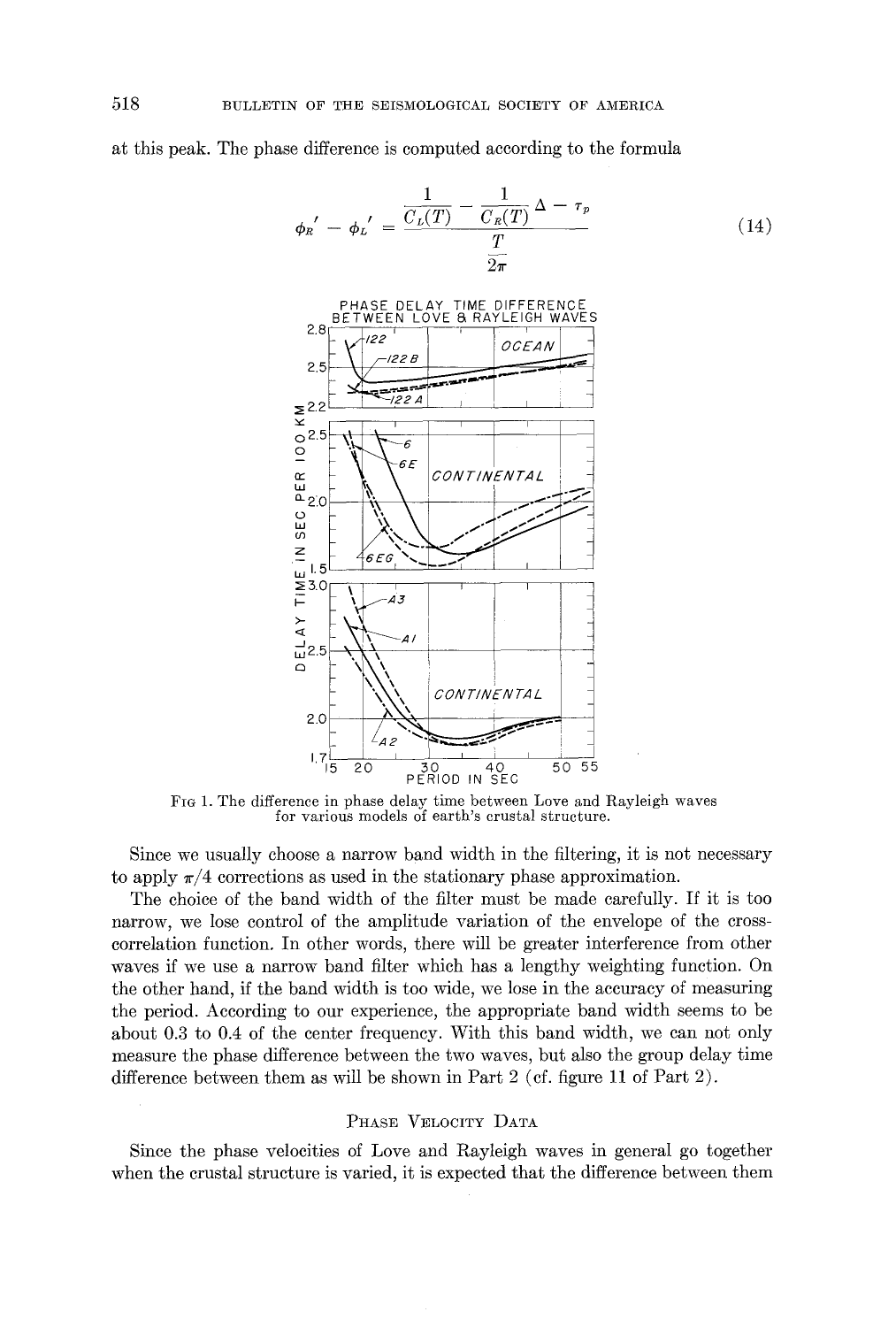at this peak. The phase difference is computed according to the formula

$$\phi_R' - \phi_L' = \frac{\left(\frac{1}{C_L(T)} - \frac{1}{C_R(T)}\right)\Delta - \tau_p}{\frac{T}{2\pi}} \tag{14}$$

FIG 1. The difference in phase delay time between Love and Rayleigh waves for various models of earth's crustal structure.

Since we usually choose a narrow band width in the filtering, it is not necessary to apply $\pi/4$ corrections as used in the stationary phase approximation.

The choice of the band width of the filter must be made carefully. If it is too narrow, we lose control of the amplitude variation of the envelope of the cross-correlation function. In other words, there will be greater interference from other waves if we use a narrow band filter which has a lengthy weighting function. On the other hand, if the band width is too wide, we lose in the accuracy of measuring the period. According to our experience, the appropriate band width seems to be about 0.3 to 0.4 of the center frequency. With this band width, we can not only measure the phase difference between the two waves, but also the group delay time difference between them as will be shown in Part 2 (cf. figure 11 of Part 2).

## PHASE VELOCITY DATA

Since the phase velocities of Love and Rayleigh waves in general go together when the crustal structure is varied, it is expected that the difference between them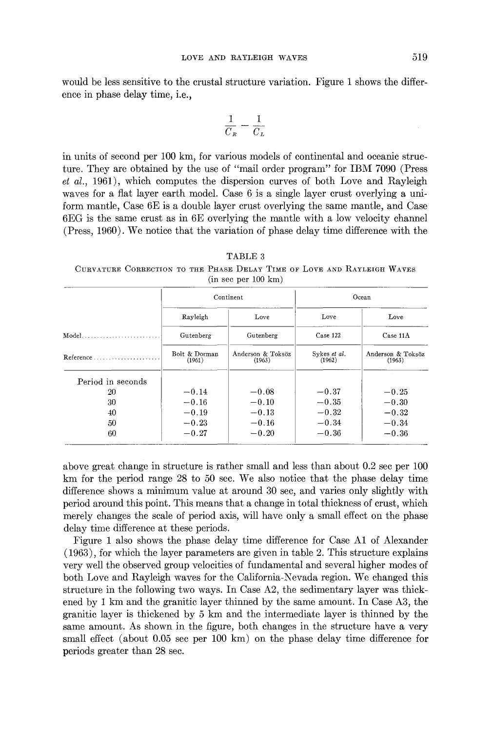would be less sensitive to the crustal structure variation. Figure 1 shows the difference in phase delay time, i.e.,

$$\frac{1}{C_R} - \frac{1}{C_L}$$

in units of second per 100 km, for various models of continental and oceanic structure. They are obtained by the use of "mail order program" for IBM 7090 (Press *et al.*, 1961), which computes the dispersion curves of both Love and Rayleigh waves for a flat layer earth model. Case 6 is a single layer crust overlying a uniform mantle, Case 6E is a double layer crust overlying the same mantle, and Case 6EG is the same crust as in 6E overlying the mantle with a low velocity channel (Press, 1960). We notice that the variation of phase delay time difference with the above great change in structure is rather small and less than about 0.2 sec per 100 km for the period range 28 to 50 sec. We also notice that the phase delay time difference shows a minimum value at around 30 sec, and varies only slightly with period around this point. This means that a change in total thickness of crust, which merely changes the scale of period axis, will have only a small effect on the phase delay time difference at these periods.

TABLE 3

CURVATURE CORRECTION TO THE PHASE DELAY TIME OF LOVE AND RAYLEIGH WAVES (in sec per 100 km)

| | Continent | | Ocean | |
|---|---|---|---|---|
| | Rayleigh | Love | Love | Love |
| Model | Gutenberg | Gutenberg | Case 122 | Case 11A |
| Reference | Bolt & Dorman (1961) | Anderson & Toksöz (1963) | Sykes *et al.* (1962) | Anderson & Toksöz (1963) |
| Period in seconds | | | | |
| 20 | −0.14 | −0.08 | −0.37 | −0.25 |
| 30 | −0.16 | −0.10 | −0.35 | −0.30 |
| 40 | −0.19 | −0.13 | −0.32 | −0.32 |
| 50 | −0.23 | −0.16 | −0.34 | −0.34 |
| 60 | −0.27 | −0.20 | −0.36 | −0.36 |

Figure 1 also shows the phase delay time difference for Case A1 of Alexander (1963), for which the layer parameters are given in table 2. This structure explains very well the observed group velocities of fundamental and several higher modes of both Love and Rayleigh waves for the California-Nevada region. We changed this structure in the following two ways. In Case A2, the sedimentary layer was thickened by 1 km and the granitic layer thinned by the same amount. In Case A3, the granitic layer is thickened by 5 km and the intermediate layer is thinned by the same amount. As shown in the figure, both changes in the structure have a very small effect (about 0.05 sec per 100 km) on the phase delay time difference for periods greater than 28 sec.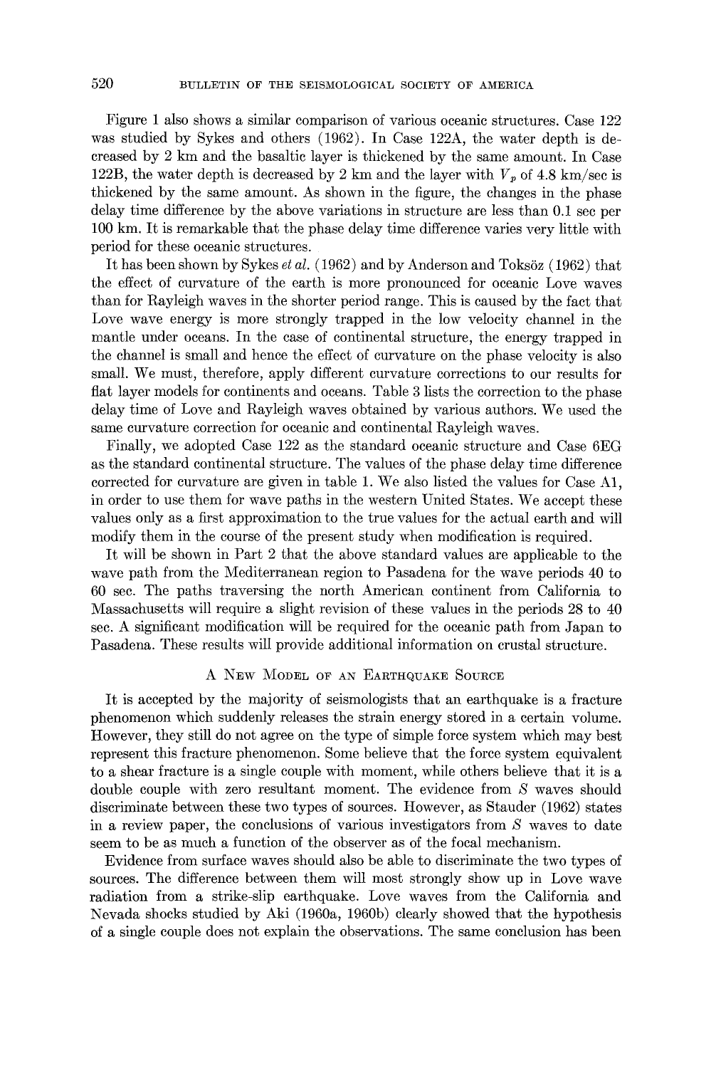Figure 1 also shows a similar comparison of various oceanic structures. Case 122 was studied by Sykes and others (1962). In Case 122A, the water depth is decreased by 2 km and the basaltic layer is thickened by the same amount. In Case 122B, the water depth is decreased by 2 km and the layer with $V_p$ of 4.8 km/sec is thickened by the same amount. As shown in the figure, the changes in the phase delay time difference by the above variations in structure are less than 0.1 sec per 100 km. It is remarkable that the phase delay time difference varies very little with period for these oceanic structures.

It has been shown by Sykes *et al.* (1962) and by Anderson and Toksöz (1962) that the effect of curvature of the earth is more pronounced for oceanic Love waves than for Rayleigh waves in the shorter period range. This is caused by the fact that Love wave energy is more strongly trapped in the low velocity channel in the mantle under oceans. In the case of continental structure, the energy trapped in the channel is small and hence the effect of curvature on the phase velocity is also small. We must, therefore, apply different curvature corrections to our results for flat layer models for continents and oceans. Table 3 lists the correction to the phase delay time of Love and Rayleigh waves obtained by various authors. We used the same curvature correction for oceanic and continental Rayleigh waves.

Finally, we adopted Case 122 as the standard oceanic structure and Case 6EG as the standard continental structure. The values of the phase delay time difference corrected for curvature are given in table 1. We also listed the values for Case A1, in order to use them for wave paths in the western United States. We accept these values only as a first approximation to the true values for the actual earth and will modify them in the course of the present study when modification is required.

It will be shown in Part 2 that the above standard values are applicable to the wave path from the Mediterranean region to Pasadena for the wave periods 40 to 60 sec. The paths traversing the north American continent from California to Massachusetts will require a slight revision of these values in the periods 28 to 40 sec. A significant modification will be required for the oceanic path from Japan to Pasadena. These results will provide additional information on crustal structure.

## A New Model of an Earthquake Source

It is accepted by the majority of seismologists that an earthquake is a fracture phenomenon which suddenly releases the strain energy stored in a certain volume. However, they still do not agree on the type of simple force system which may best represent this fracture phenomenon. Some believe that the force system equivalent to a shear fracture is a single couple with moment, while others believe that it is a double couple with zero resultant moment. The evidence from $S$ waves should discriminate between these two types of sources. However, as Stauder (1962) states in a review paper, the conclusions of various investigators from $S$ waves to date seem to be as much a function of the observer as of the focal mechanism.

Evidence from surface waves should also be able to discriminate the two types of sources. The difference between them will most strongly show up in Love wave radiation from a strike-slip earthquake. Love waves from the California and Nevada shocks studied by Aki (1960a, 1960b) clearly showed that the hypothesis of a single couple does not explain the observations. The same conclusion has been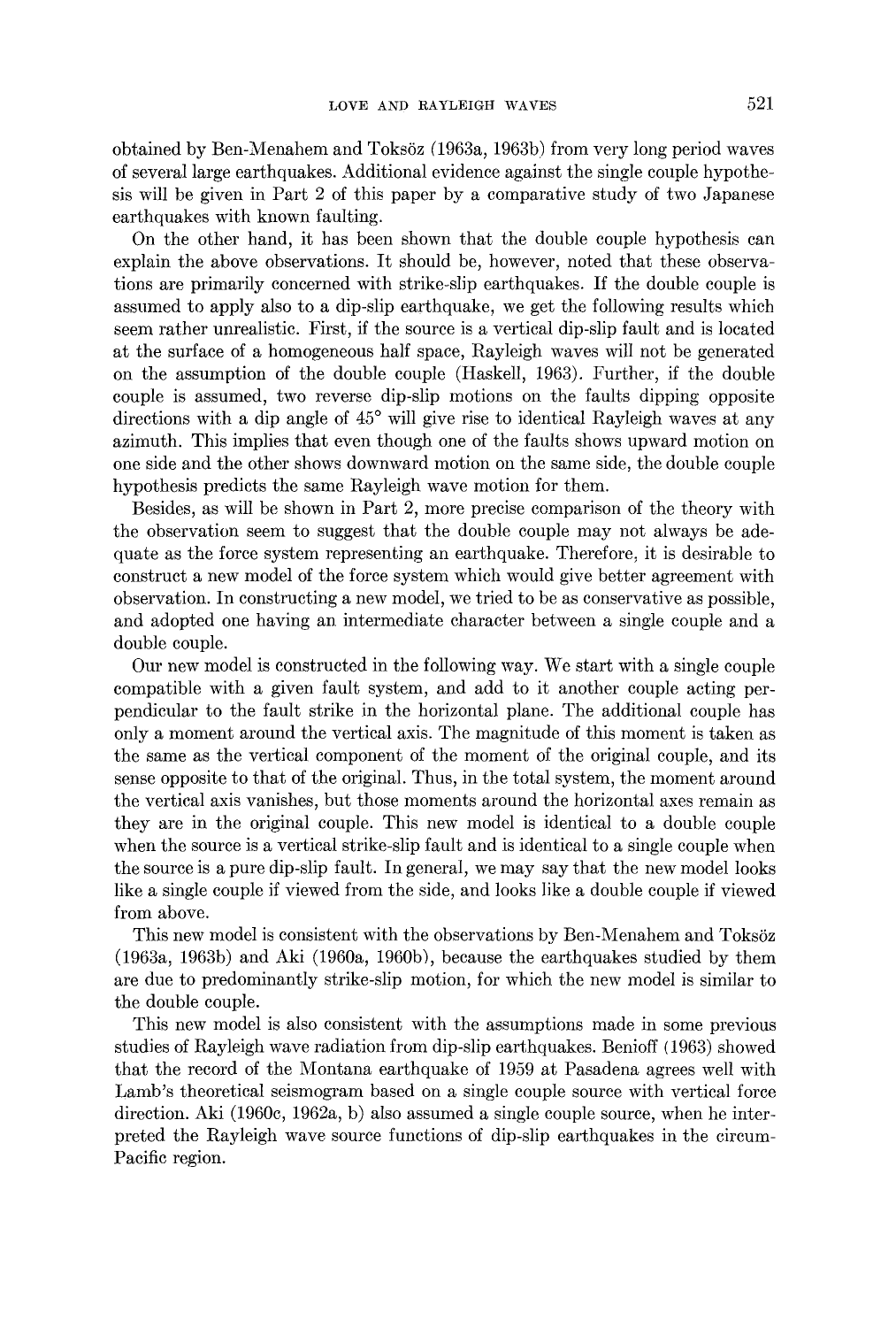obtained by Ben-Menahem and Toksöz (1963a, 1963b) from very long period waves of several large earthquakes. Additional evidence against the single couple hypothesis will be given in Part 2 of this paper by a comparative study of two Japanese earthquakes with known faulting.

On the other hand, it has been shown that the double couple hypothesis can explain the above observations. It should be, however, noted that these observations are primarily concerned with strike-slip earthquakes. If the double couple is assumed to apply also to a dip-slip earthquake, we get the following results which seem rather unrealistic. First, if the source is a vertical dip-slip fault and is located at the surface of a homogeneous half space, Rayleigh waves will not be generated on the assumption of the double couple (Haskell, 1963). Further, if the double couple is assumed, two reverse dip-slip motions on the faults dipping opposite directions with a dip angle of 45° will give rise to identical Rayleigh waves at any azimuth. This implies that even though one of the faults shows upward motion on one side and the other shows downward motion on the same side, the double couple hypothesis predicts the same Rayleigh wave motion for them.

Besides, as will be shown in Part 2, more precise comparison of the theory with the observation seem to suggest that the double couple may not always be adequate as the force system representing an earthquake. Therefore, it is desirable to construct a new model of the force system which would give better agreement with observation. In constructing a new model, we tried to be as conservative as possible, and adopted one having an intermediate character between a single couple and a double couple.

Our new model is constructed in the following way. We start with a single couple compatible with a given fault system, and add to it another couple acting perpendicular to the fault strike in the horizontal plane. The additional couple has only a moment around the vertical axis. The magnitude of this moment is taken as the same as the vertical component of the moment of the original couple, and its sense opposite to that of the original. Thus, in the total system, the moment around the vertical axis vanishes, but those moments around the horizontal axes remain as they are in the original couple. This new model is identical to a double couple when the source is a vertical strike-slip fault and is identical to a single couple when the source is a pure dip-slip fault. In general, we may say that the new model looks like a single couple if viewed from the side, and looks like a double couple if viewed from above.

This new model is consistent with the observations by Ben-Menahem and Toksöz (1963a, 1963b) and Aki (1960a, 1960b), because the earthquakes studied by them are due to predominantly strike-slip motion, for which the new model is similar to the double couple.

This new model is also consistent with the assumptions made in some previous studies of Rayleigh wave radiation from dip-slip earthquakes. Benioff (1963) showed that the record of the Montana earthquake of 1959 at Pasadena agrees well with Lamb's theoretical seismogram based on a single couple source with vertical force direction. Aki (1960c, 1962a, b) also assumed a single couple source, when he interpreted the Rayleigh wave source functions of dip-slip earthquakes in the circum-Pacific region.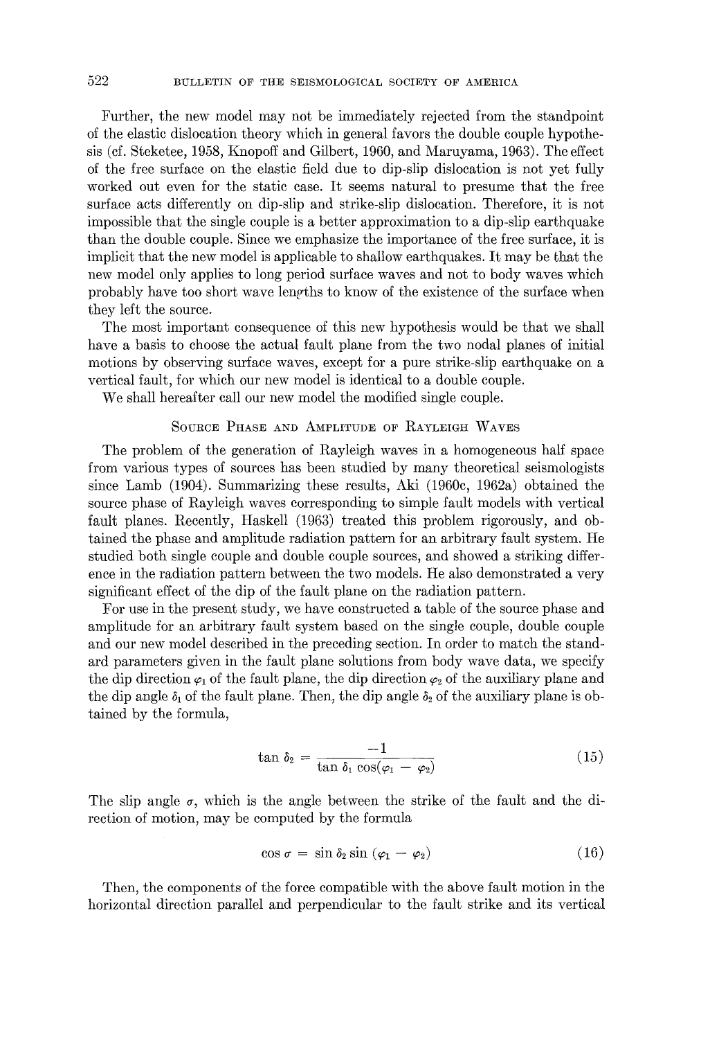Further, the new model may not be immediately rejected from the standpoint of the elastic dislocation theory which in general favors the double couple hypothesis (cf. Steketee, 1958, Knopoff and Gilbert, 1960, and Maruyama, 1963). The effect of the free surface on the elastic field due to dip-slip dislocation is not yet fully worked out even for the static case. It seems natural to presume that the free surface acts differently on dip-slip and strike-slip dislocation. Therefore, it is not impossible that the single couple is a better approximation to a dip-slip earthquake than the double couple. Since we emphasize the importance of the free surface, it is implicit that the new model is applicable to shallow earthquakes. It may be that the new model only applies to long period surface waves and not to body waves which probably have too short wave lengths to know of the existence of the surface when they left the source.

The most important consequence of this new hypothesis would be that we shall have a basis to choose the actual fault plane from the two nodal planes of initial motions by observing surface waves, except for a pure strike-slip earthquake on a vertical fault, for which our new model is identical to a double couple.

We shall hereafter call our new model the modified single couple.

## Source Phase and Amplitude of Rayleigh Waves

The problem of the generation of Rayleigh waves in a homogeneous half space from various types of sources has been studied by many theoretical seismologists since Lamb (1904). Summarizing these results, Aki (1960c, 1962a) obtained the source phase of Rayleigh waves corresponding to simple fault models with vertical fault planes. Recently, Haskell (1963) treated this problem rigorously, and obtained the phase and amplitude radiation pattern for an arbitrary fault system. He studied both single couple and double couple sources, and showed a striking difference in the radiation pattern between the two models. He also demonstrated a very significant effect of the dip of the fault plane on the radiation pattern.

For use in the present study, we have constructed a table of the source phase and amplitude for an arbitrary fault system based on the single couple, double couple and our new model described in the preceding section. In order to match the standard parameters given in the fault plane solutions from body wave data, we specify the dip direction $\varphi_1$ of the fault plane, the dip direction $\varphi_2$ of the auxiliary plane and the dip angle $\delta_1$ of the fault plane. Then, the dip angle $\delta_2$ of the auxiliary plane is obtained by the formula,

$$\tan \delta_2 = \frac{-1}{\tan \delta_1 \cos(\varphi_1 - \varphi_2)} \tag{15}$$

The slip angle $\sigma$, which is the angle between the strike of the fault and the direction of motion, may be computed by the formula

$$\cos \sigma = \sin \delta_2 \sin (\varphi_1 - \varphi_2) \tag{16}$$

Then, the components of the force compatible with the above fault motion in the horizontal direction parallel and perpendicular to the fault strike and its vertical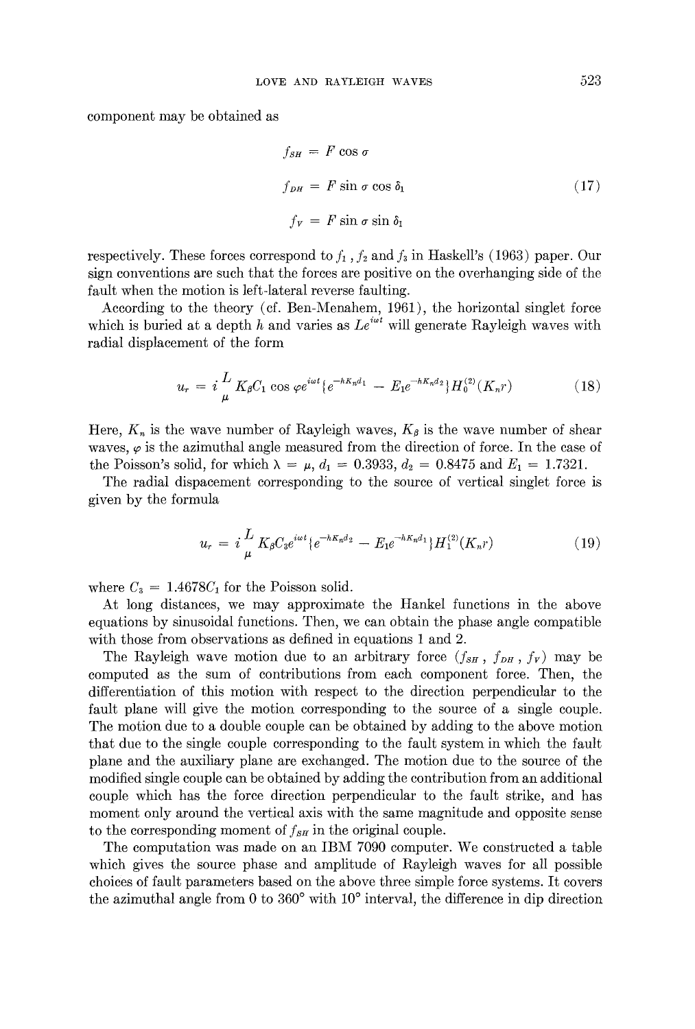component may be obtained as

$$
\begin{aligned}
f_{SH} &= F \cos \sigma \\
f_{DH} &= F \sin \sigma \cos \delta_1 \\
f_V &= F \sin \sigma \sin \delta_1
\end{aligned}
\tag{17}
$$

respectively. These forces correspond to $f_1$, $f_2$ and $f_3$ in Haskell's (1963) paper. Our sign conventions are such that the forces are positive on the overhanging side of the fault when the motion is left-lateral reverse faulting.

According to the theory (cf. Ben-Menahem, 1961), the horizontal singlet force which is buried at a depth $h$ and varies as $Le^{i\omega t}$ will generate Rayleigh waves with radial displacement of the form

$$
u_r = i \frac{L}{\mu} K_\beta C_1 \cos \varphi e^{i\omega t} \{ e^{-hK_n d_1} - E_1 e^{-hK_n d_2} \} H_0^{(2)}(K_n r) \tag{18}
$$

Here, $K_n$ is the wave number of Rayleigh waves, $K_\beta$ is the wave number of shear waves, $\varphi$ is the azimuthal angle measured from the direction of force. In the case of the Poisson's solid, for which $\lambda = \mu$, $d_1 = 0.3933$, $d_2 = 0.8475$ and $E_1 = 1.7321$.

The radial dispacement corresponding to the source of vertical singlet force is given by the formula

$$
u_r = i \frac{L}{\mu} K_\beta C_3 e^{i\omega t} \{ e^{-hK_n d_2} - E_1 e^{-hK_n d_1} \} H_1^{(2)}(K_n r) \tag{19}
$$

where $C_3 = 1.4678 C_1$ for the Poisson solid.

At long distances, we may approximate the Hankel functions in the above equations by sinusoidal functions. Then, we can obtain the phase angle compatible with those from observations as defined in equations 1 and 2.

The Rayleigh wave motion due to an arbitrary force ($f_{SH}$, $f_{DH}$, $f_V$) may be computed as the sum of contributions from each component force. Then, the differentiation of this motion with respect to the direction perpendicular to the fault plane will give the motion corresponding to the source of a single couple. The motion due to a double couple can be obtained by adding to the above motion that due to the single couple corresponding to the fault system in which the fault plane and the auxiliary plane are exchanged. The motion due to the source of the modified single couple can be obtained by adding the contribution from an additional couple which has the force direction perpendicular to the fault strike, and has moment only around the vertical axis with the same magnitude and opposite sense to the corresponding moment of $f_{SH}$ in the original couple.

The computation was made on an IBM 7090 computer. We constructed a table which gives the source phase and amplitude of Rayleigh waves for all possible choices of fault parameters based on the above three simple force systems. It covers the azimuthal angle from 0 to 360° with 10° interval, the difference in dip direction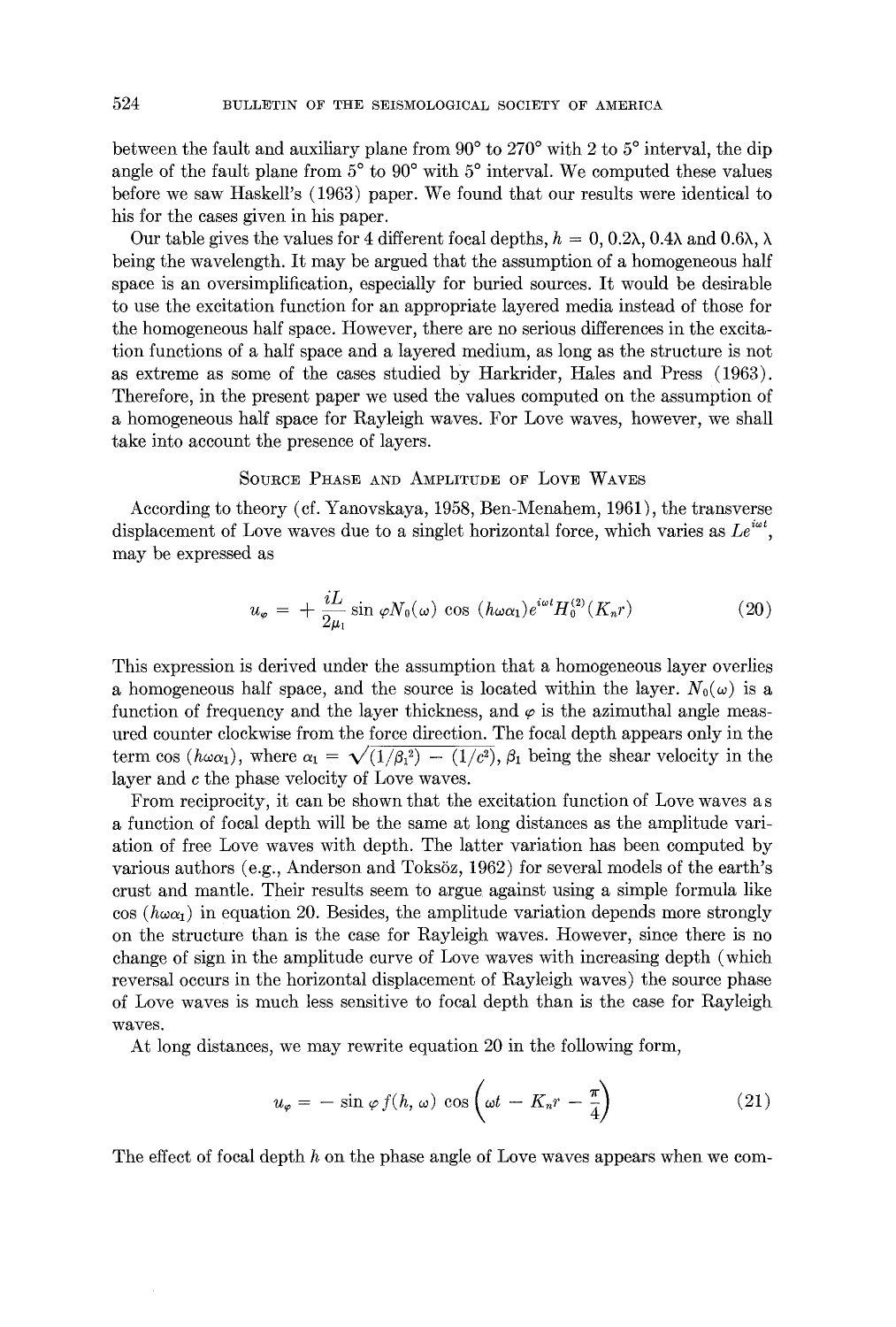between the fault and auxiliary plane from 90° to 270° with 2 to 5° interval, the dip angle of the fault plane from 5° to 90° with 5° interval. We computed these values before we saw Haskell's (1963) paper. We found that our results were identical to his for the cases given in his paper.

Our table gives the values for 4 different focal depths, $h = 0, 0.2\lambda, 0.4\lambda$ and $0.6\lambda$, $\lambda$ being the wavelength. It may be argued that the assumption of a homogeneous half space is an oversimplification, especially for buried sources. It would be desirable to use the excitation function for an appropriate layered media instead of those for the homogeneous half space. However, there are no serious differences in the excitation functions of a half space and a layered medium, as long as the structure is not as extreme as some of the cases studied by Harkrider, Hales and Press (1963). Therefore, in the present paper we used the values computed on the assumption of a homogeneous half space for Rayleigh waves. For Love waves, however, we shall take into account the presence of layers.

## Source Phase and Amplitude of Love Waves

According to theory (cf. Yanovskaya, 1958, Ben-Menahem, 1961), the transverse displacement of Love waves due to a singlet horizontal force, which varies as $Le^{i\omega t}$, may be expressed as

$$u_\varphi = + \frac{iL}{2\mu_1} \sin \varphi N_0(\omega) \cos (h\omega\alpha_1) e^{i\omega t} H_0^{(2)}(K_n r) \tag{20}$$

This expression is derived under the assumption that a homogeneous layer overlies a homogeneous half space, and the source is located within the layer. $N_0(\omega)$ is a function of frequency and the layer thickness, and $\varphi$ is the azimuthal angle measured counter clockwise from the force direction. The focal depth appears only in the term $\cos (h\omega\alpha_1)$, where $\alpha_1 = \sqrt{(1/\beta_1^2) - (1/c^2)}$, $\beta_1$ being the shear velocity in the layer and $c$ the phase velocity of Love waves.

From reciprocity, it can be shown that the excitation function of Love waves as a function of focal depth will be the same at long distances as the amplitude variation of free Love waves with depth. The latter variation has been computed by various authors (e.g., Anderson and Toksöz, 1962) for several models of the earth's crust and mantle. Their results seem to argue against using a simple formula like $\cos (h\omega\alpha_1)$ in equation 20. Besides, the amplitude variation depends more strongly on the structure than is the case for Rayleigh waves. However, since there is no change of sign in the amplitude curve of Love waves with increasing depth (which reversal occurs in the horizontal displacement of Rayleigh waves) the source phase of Love waves is much less sensitive to focal depth than is the case for Rayleigh waves.

At long distances, we may rewrite equation 20 in the following form,

$$u_\varphi = - \sin \varphi f(h, \omega) \cos \left(\omega t - K_n r - \frac{\pi}{4}\right) \tag{21}$$

The effect of focal depth $h$ on the phase angle of Love waves appears when we com-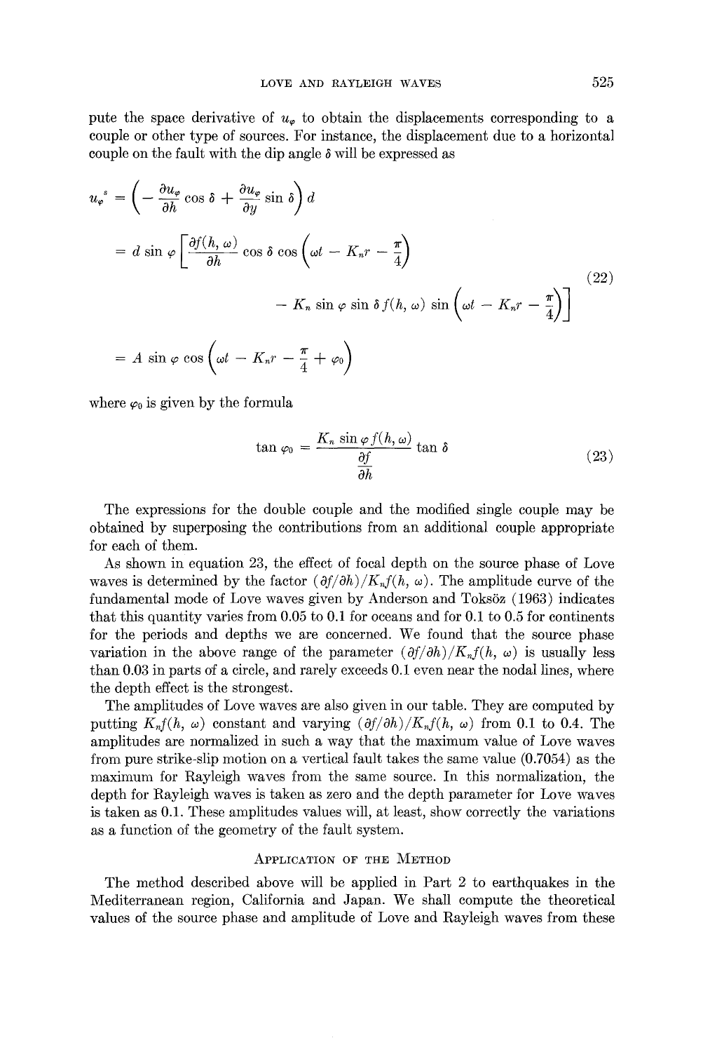pute the space derivative of $u_\varphi$ to obtain the displacements corresponding to a couple or other type of sources. For instance, the displacement due to a horizontal couple on the fault with the dip angle $\delta$ will be expressed as

$$
\begin{aligned}
u_\varphi^{\,s} &= \left( -\frac{\partial u_\varphi}{\partial h} \cos \delta + \frac{\partial u_\varphi}{\partial y} \sin \delta \right) d \\
&= d \sin \varphi \left[ \frac{\partial f(h, \omega)}{\partial h} \cos \delta \cos \left( \omega t - K_n r - \frac{\pi}{4} \right) \right. \\
&\qquad \left. - K_n \sin \varphi \sin \delta \, f(h, \omega) \sin \left( \omega t - K_n r - \frac{\pi}{4} \right) \right] \\
&= A \sin \varphi \cos \left( \omega t - K_n r - \frac{\pi}{4} + \varphi_0 \right)
\end{aligned} \tag{22}
$$

where $\varphi_0$ is given by the formula

$$
\tan \varphi_0 = \frac{K_n \sin \varphi \, f(h, \omega)}{\dfrac{\partial f}{\partial h}} \tan \delta \tag{23}
$$

The expressions for the double couple and the modified single couple may be obtained by superposing the contributions from an additional couple appropriate for each of them.

As shown in equation 23, the effect of focal depth on the source phase of Love waves is determined by the factor $(\partial f/\partial h)/K_n f(h, \omega)$. The amplitude curve of the fundamental mode of Love waves given by Anderson and Toksöz (1963) indicates that this quantity varies from 0.05 to 0.1 for oceans and for 0.1 to 0.5 for continents for the periods and depths we are concerned. We found that the source phase variation in the above range of the parameter $(\partial f/\partial h)/K_n f(h, \omega)$ is usually less than 0.03 in parts of a circle, and rarely exceeds 0.1 even near the nodal lines, where the depth effect is the strongest.

The amplitudes of Love waves are also given in our table. They are computed by putting $K_n f(h, \omega)$ constant and varying $(\partial f/\partial h)/K_n f(h, \omega)$ from 0.1 to 0.4. The amplitudes are normalized in such a way that the maximum value of Love waves from pure strike-slip motion on a vertical fault takes the same value (0.7054) as the maximum for Rayleigh waves from the same source. In this normalization, the depth for Rayleigh waves is taken as zero and the depth parameter for Love waves is taken as 0.1. These amplitudes values will, at least, show correctly the variations as a function of the geometry of the fault system.

## Application of the Method

The method described above will be applied in Part 2 to earthquakes in the Mediterranean region, California and Japan. We shall compute the theoretical values of the source phase and amplitude of Love and Rayleigh waves from these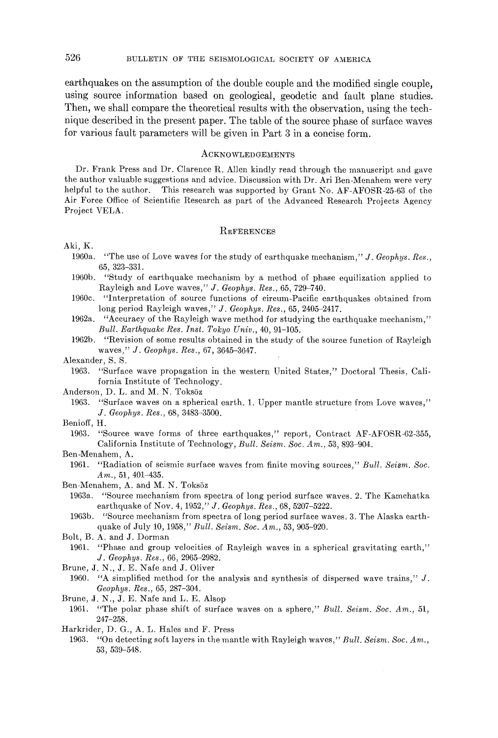earthquakes on the assumption of the double couple and the modified single couple, using source information based on geological, geodetic and fault plane studies. Then, we shall compare the theoretical results with the observation, using the technique described in the present paper. The table of the source phase of surface waves for various fault parameters will be given in Part 3 in a concise form.

## Acknowledgements

Dr. Frank Press and Dr. Clarence R. Allen kindly read through the manuscript and gave the author valuable suggestions and advice. Discussion with Dr. Ari Ben-Menahem were very helpful to the author. This research was supported by Grant No. AF-AFOSR-25-63 of the Air Force Office of Scientific Research as part of the Advanced Research Projects Agency Project VELA.

## References

Aki, K.

1960a. "The use of Love waves for the study of earthquake mechanism," *J. Geophys. Res.*, 65, 323–331.

1960b. "Study of earthquake mechanism by a method of phase equilization applied to Rayleigh and Love waves," *J. Geophys. Res.*, 65, 729–740.

1960c. "Interpretation of source functions of circum-Pacific earthquakes obtained from long period Rayleigh waves," *J. Geophys. Res.*, 65, 2405–2417.

1962a. "Accuracy of the Rayleigh wave method for studying the earthquake mechanism," *Bull. Earthquake Res. Inst. Tokyo Univ.*, 40, 91–105.

1962b. "Revision of some results obtained in the study of the source function of Rayleigh waves," *J. Geophys. Res.*, 67, 3645–3647.

Alexander, S. S.

1963. "Surface wave propagation in the western United States," Doctoral Thesis, California Institute of Technology.

Anderson, D. L. and M. N. Toksöz

1963. "Surface waves on a spherical earth. 1. Upper mantle structure from Love waves," *J. Geophys. Res.*, 68, 3483–3500.

Benioff, H.

1963. "Source wave forms of three earthquakes," report, Contract AF-AFOSR-62-355, California Institute of Technology, *Bull. Seism. Soc. Am.*, 53, 893–904.

Ben-Menahem, A.

1961. "Radiation of seismic surface waves from finite moving sources," *Bull. Seism. Soc. Am.*, 51, 401–435.

Ben-Menahem, A. and M. N. Toksöz

1963a. "Source mechanism from spectra of long period surface waves. 2. The Kamchatka earthquake of Nov. 4, 1952," *J. Geophys. Res.*, 68, 5207–5222.

1963b. "Source mechanism from spectra of long period surface waves. 3. The Alaska earthquake of July 10, 1958," *Bull. Seism. Soc. Am.*, 53, 905–920.

Bolt, B. A. and J. Dorman

1961. "Phase and group velocities of Rayleigh waves in a spherical gravitating earth," *J. Geophys. Res.*, 66, 2965–2982.

Brune, J. N., J. E. Nafe and J. Oliver

1960. "A simplified method for the analysis and synthesis of dispersed wave trains," *J. Geophys. Res.*, 65, 287–304.

Brune, J. N., J. E. Nafe and L. E. Alsop

1961. "The polar phase shift of surface waves on a sphere," *Bull. Seism. Soc. Am.*, 51, 247–258.

Harkrider, D. G., A. L. Hales and F. Press

1963. "On detecting soft layers in the mantle with Rayleigh waves," *Bull. Seism. Soc. Am.*, 53, 539–548.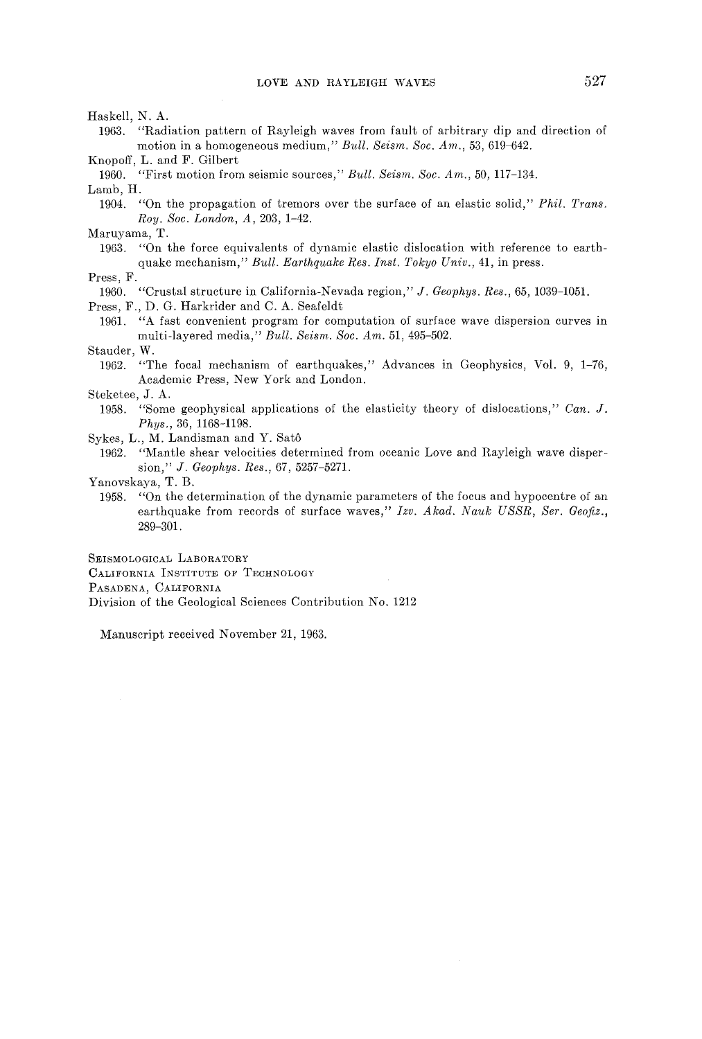Haskell, N. A.
  1963. "Radiation pattern of Rayleigh waves from fault of arbitrary dip and direction of motion in a homogeneous medium," *Bull. Seism. Soc. Am.*, 53, 619–642.

Knopoff, L. and F. Gilbert
  1960. "First motion from seismic sources," *Bull. Seism. Soc. Am.*, 50, 117–134.

Lamb, H.
  1904. "On the propagation of tremors over the surface of an elastic solid," *Phil. Trans. Roy. Soc. London, A*, 203, 1–42.

Maruyama, T.
  1963. "On the force equivalents of dynamic elastic dislocation with reference to earthquake mechanism," *Bull. Earthquake Res. Inst. Tokyo Univ.*, 41, in press.

Press, F.
  1960. "Crustal structure in California-Nevada region," *J. Geophys. Res.*, 65, 1039–1051.

Press, F., D. G. Harkrider and C. A. Seafeldt
  1961. "A fast convenient program for computation of surface wave dispersion curves in multi-layered media," *Bull. Seism. Soc. Am.* 51, 495–502.

Stauder, W.
  1962. "The focal mechanism of earthquakes," Advances in Geophysics, Vol. 9, 1–76, Academic Press, New York and London.

Steketee, J. A.
  1958. "Some geophysical applications of the elasticity theory of dislocations," *Can. J. Phys.*, 36, 1168–1198.

Sykes, L., M. Landisman and Y. Satô
  1962. "Mantle shear velocities determined from oceanic Love and Rayleigh wave dispersion," *J. Geophys. Res.*, 67, 5257–5271.

Yanovskaya, T. B.
  1958. "On the determination of the dynamic parameters of the focus and hypocentre of an earthquake from records of surface waves," *Izv. Akad. Nauk USSR, Ser. Geofiz.*, 289–301.

Seismological Laboratory
California Institute of Technology
Pasadena, California
Division of the Geological Sciences Contribution No. 1212

Manuscript received November 21, 1963.